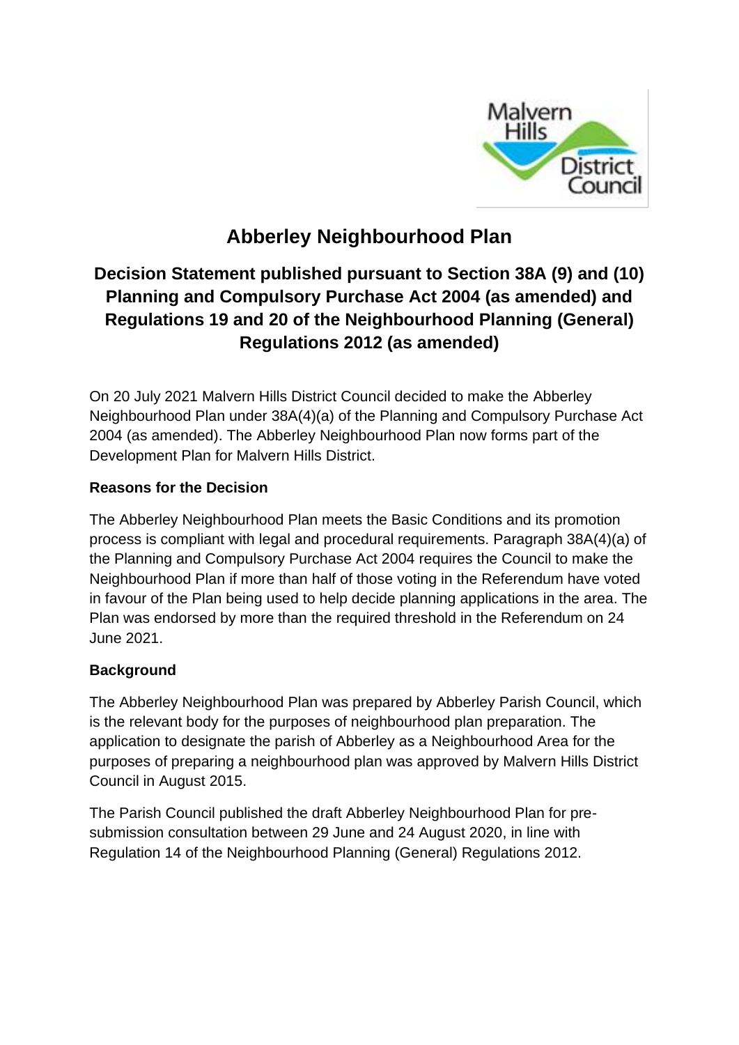# Abberley Neighbourhood Plan

## Decision Statement published pursuant to Section 38A (9) and (10) Planning and Compulsory Purchase Act 2004 (as amended) and Regulations 19 and 20 of the Neighbourhood Planning (General) Regulations 2012 (as amended)

On 20 July 2021 Malvern Hills District Council decided to make the Abberley Neighbourhood Plan under 38A(4)(a) of the Planning and Compulsory Purchase Act 2004 (as amended). The Abberley Neighbourhood Plan now forms part of the Development Plan for Malvern Hills District.

**Reasons for the Decision**

The Abberley Neighbourhood Plan meets the Basic Conditions and its promotion process is compliant with legal and procedural requirements. Paragraph 38A(4)(a) of the Planning and Compulsory Purchase Act 2004 requires the Council to make the Neighbourhood Plan if more than half of those voting in the Referendum have voted in favour of the Plan being used to help decide planning applications in the area. The Plan was endorsed by more than the required threshold in the Referendum on 24 June 2021.

**Background**

The Abberley Neighbourhood Plan was prepared by Abberley Parish Council, which is the relevant body for the purposes of neighbourhood plan preparation. The application to designate the parish of Abberley as a Neighbourhood Area for the purposes of preparing a neighbourhood plan was approved by Malvern Hills District Council in August 2015.

The Parish Council published the draft Abberley Neighbourhood Plan for pre-submission consultation between 29 June and 24 August 2020, in line with Regulation 14 of the Neighbourhood Planning (General) Regulations 2012.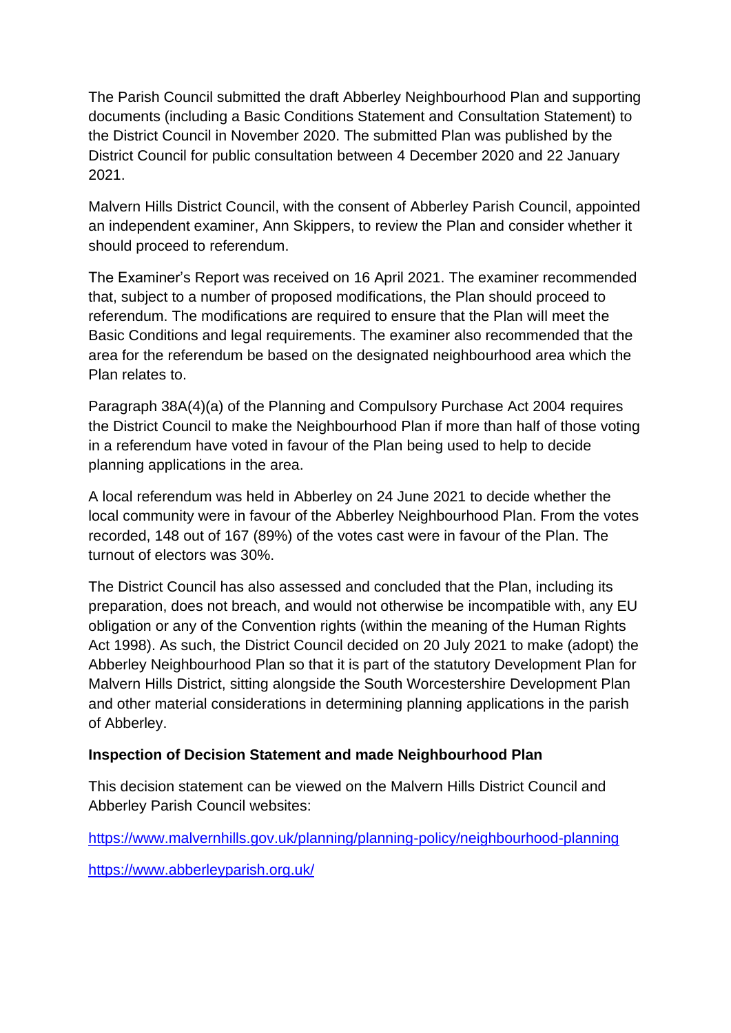The Parish Council submitted the draft Abberley Neighbourhood Plan and supporting documents (including a Basic Conditions Statement and Consultation Statement) to the District Council in November 2020. The submitted Plan was published by the District Council for public consultation between 4 December 2020 and 22 January 2021.

Malvern Hills District Council, with the consent of Abberley Parish Council, appointed an independent examiner, Ann Skippers, to review the Plan and consider whether it should proceed to referendum.

The Examiner's Report was received on 16 April 2021. The examiner recommended that, subject to a number of proposed modifications, the Plan should proceed to referendum. The modifications are required to ensure that the Plan will meet the Basic Conditions and legal requirements. The examiner also recommended that the area for the referendum be based on the designated neighbourhood area which the Plan relates to.

Paragraph 38A(4)(a) of the Planning and Compulsory Purchase Act 2004 requires the District Council to make the Neighbourhood Plan if more than half of those voting in a referendum have voted in favour of the Plan being used to help to decide planning applications in the area.

A local referendum was held in Abberley on 24 June 2021 to decide whether the local community were in favour of the Abberley Neighbourhood Plan. From the votes recorded, 148 out of 167 (89%) of the votes cast were in favour of the Plan. The turnout of electors was 30%.

The District Council has also assessed and concluded that the Plan, including its preparation, does not breach, and would not otherwise be incompatible with, any EU obligation or any of the Convention rights (within the meaning of the Human Rights Act 1998). As such, the District Council decided on 20 July 2021 to make (adopt) the Abberley Neighbourhood Plan so that it is part of the statutory Development Plan for Malvern Hills District, sitting alongside the South Worcestershire Development Plan and other material considerations in determining planning applications in the parish of Abberley.

**Inspection of Decision Statement and made Neighbourhood Plan**

This decision statement can be viewed on the Malvern Hills District Council and Abberley Parish Council websites:

https://www.malvernhills.gov.uk/planning/planning-policy/neighbourhood-planning

https://www.abberleyparish.org.uk/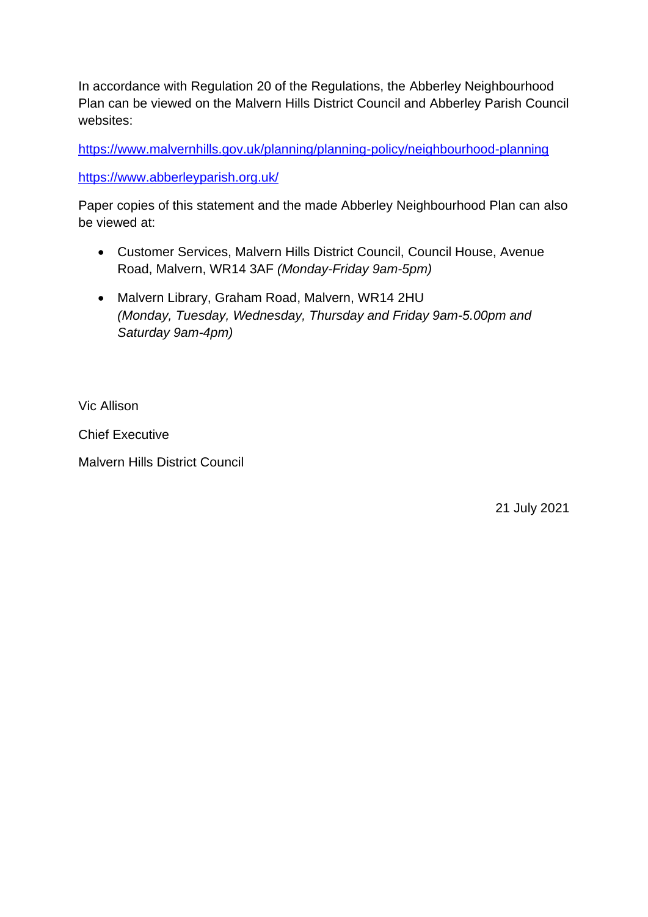In accordance with Regulation 20 of the Regulations, the Abberley Neighbourhood Plan can be viewed on the Malvern Hills District Council and Abberley Parish Council websites:

https://www.malvernhills.gov.uk/planning/planning-policy/neighbourhood-planning

https://www.abberleyparish.org.uk/

Paper copies of this statement and the made Abberley Neighbourhood Plan can also be viewed at:

- Customer Services, Malvern Hills District Council, Council House, Avenue Road, Malvern, WR14 3AF *(Monday-Friday 9am-5pm)*
- Malvern Library, Graham Road, Malvern, WR14 2HU *(Monday, Tuesday, Wednesday, Thursday and Friday 9am-5.00pm and Saturday 9am-4pm)*

Vic Allison

Chief Executive

Malvern Hills District Council

21 July 2021